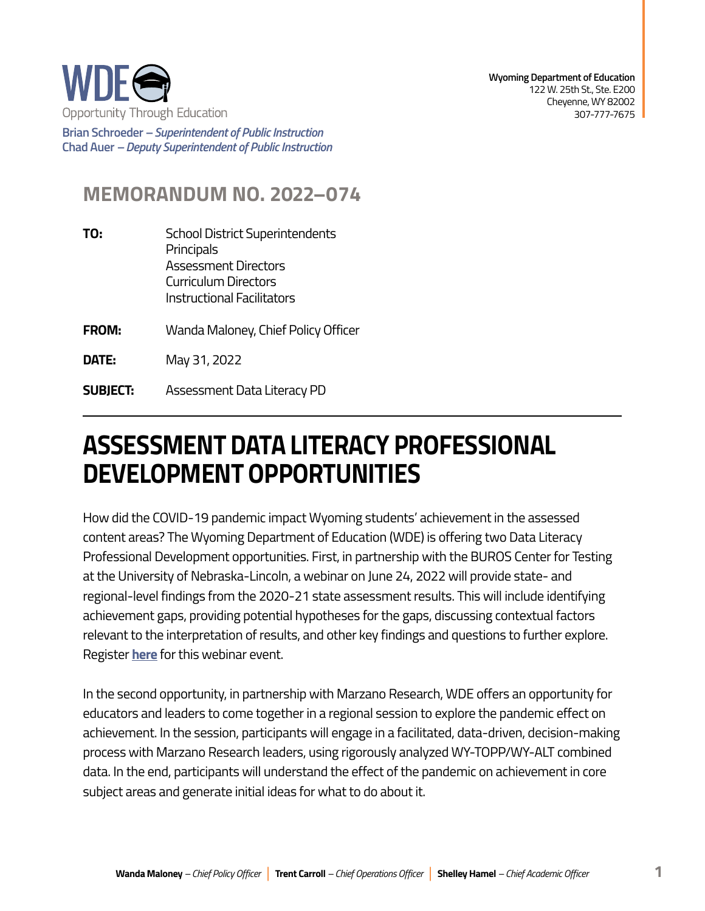WDE

Opportunity Through Education

**Brian Schroeder** – *Superintendent of Public Instruction*
**Chad Auer** – *Deputy Superintendent of Public Instruction*

**Wyoming Department of Education**
122 W. 25th St., Ste. E200
Cheyenne, WY 82002
307-777-7675

## MEMORANDUM NO. 2022–074

**TO:** School District Superintendents
Principals
Assessment Directors
Curriculum Directors
Instructional Facilitators

**FROM:** Wanda Maloney, Chief Policy Officer

**DATE:** May 31, 2022

**SUBJECT:** Assessment Data Literacy PD

# ASSESSMENT DATA LITERACY PROFESSIONAL DEVELOPMENT OPPORTUNITIES

How did the COVID-19 pandemic impact Wyoming students' achievement in the assessed content areas? The Wyoming Department of Education (WDE) is offering two Data Literacy Professional Development opportunities. First, in partnership with the BUROS Center for Testing at the University of Nebraska-Lincoln, a webinar on June 24, 2022 will provide state- and regional-level findings from the 2020-21 state assessment results. This will include identifying achievement gaps, providing potential hypotheses for the gaps, discussing contextual factors relevant to the interpretation of results, and other key findings and questions to further explore. Register **here** for this webinar event.

In the second opportunity, in partnership with Marzano Research, WDE offers an opportunity for educators and leaders to come together in a regional session to explore the pandemic effect on achievement. In the session, participants will engage in a facilitated, data-driven, decision-making process with Marzano Research leaders, using rigorously analyzed WY-TOPP/WY-ALT combined data. In the end, participants will understand the effect of the pandemic on achievement in core subject areas and generate initial ideas for what to do about it.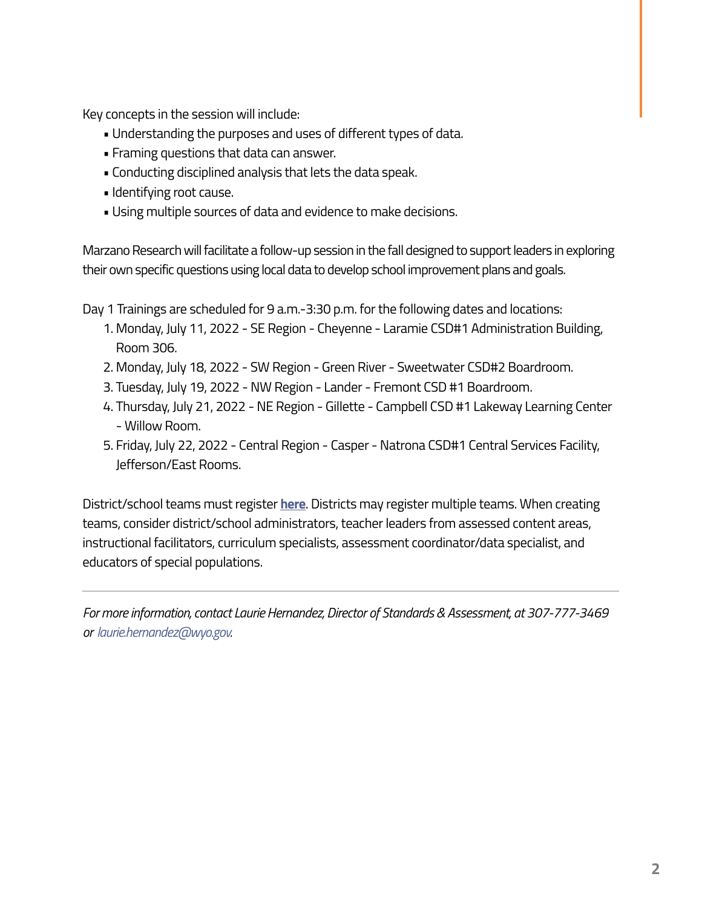Key concepts in the session will include:

- Understanding the purposes and uses of different types of data.
- Framing questions that data can answer.
- Conducting disciplined analysis that lets the data speak.
- Identifying root cause.
- Using multiple sources of data and evidence to make decisions.

Marzano Research will facilitate a follow-up session in the fall designed to support leaders in exploring their own specific questions using local data to develop school improvement plans and goals.

Day 1 Trainings are scheduled for 9 a.m.-3:30 p.m. for the following dates and locations:

1. Monday, July 11, 2022 - SE Region - Cheyenne - Laramie CSD#1 Administration Building, Room 306.
2. Monday, July 18, 2022 - SW Region - Green River - Sweetwater CSD#2 Boardroom.
3. Tuesday, July 19, 2022 - NW Region - Lander - Fremont CSD #1 Boardroom.
4. Thursday, July 21, 2022 - NE Region - Gillette - Campbell CSD #1 Lakeway Learning Center - Willow Room.
5. Friday, July 22, 2022 - Central Region - Casper - Natrona CSD#1 Central Services Facility, Jefferson/East Rooms.

District/school teams must register **here**. Districts may register multiple teams. When creating teams, consider district/school administrators, teacher leaders from assessed content areas, instructional facilitators, curriculum specialists, assessment coordinator/data specialist, and educators of special populations.

---

*For more information, contact Laurie Hernandez, Director of Standards & Assessment, at 307-777-3469 or laurie.hernandez@wyo.gov.*